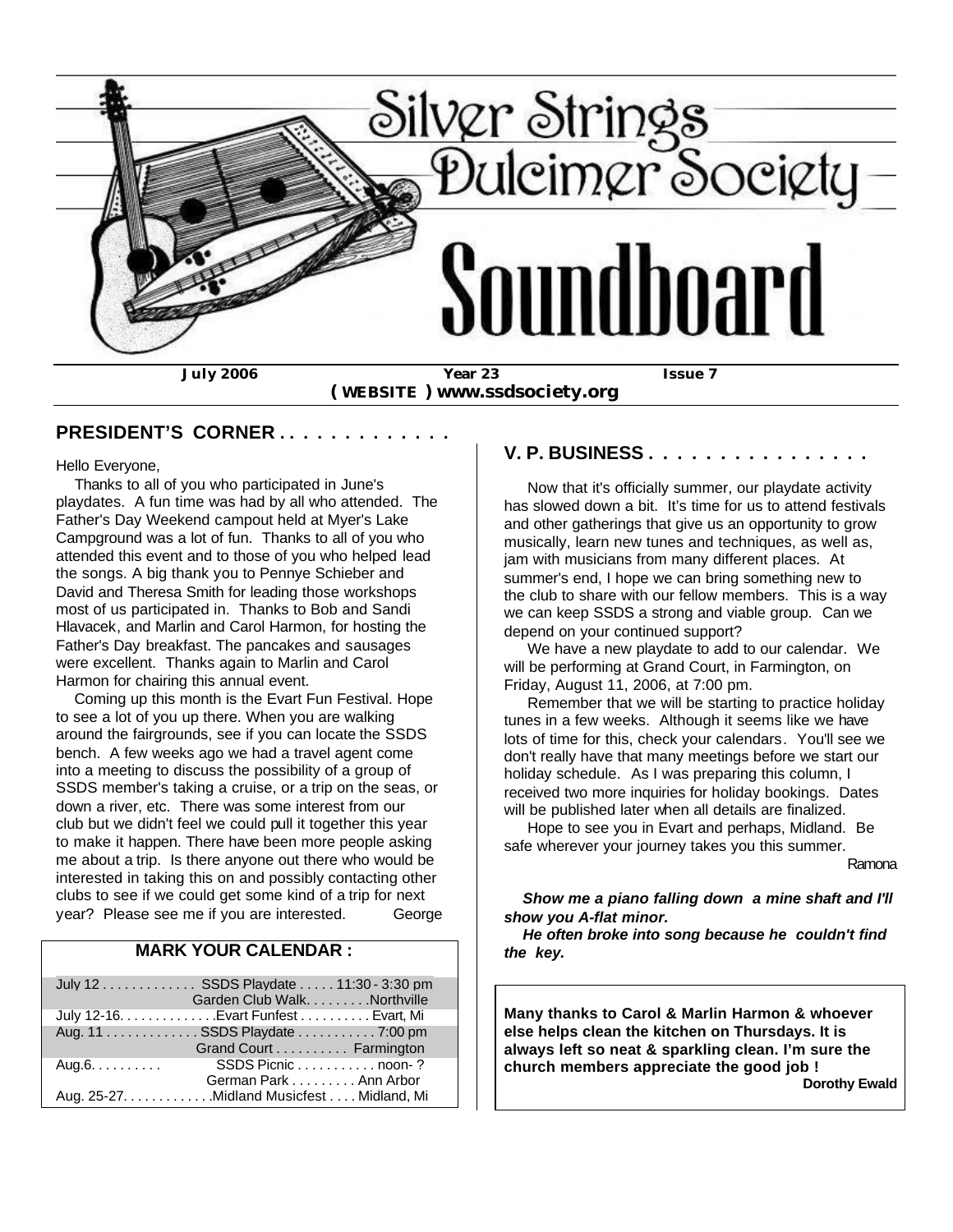# Silver Strings Dulcimer Society

# Soundboard

**July 2006** **Year 23** **Issue 7**

**( WEBSITE ) www.ssdsociety.org**

## PRESIDENT'S CORNER . . . . . . . . . . . . .

Hello Everyone,

Thanks to all of you who participated in June's playdates. A fun time was had by all who attended. The Father's Day Weekend campout held at Myer's Lake Campground was a lot of fun. Thanks to all of you who attended this event and to those of you who helped lead the songs. A big thank you to Pennye Schieber and David and Theresa Smith for leading those workshops most of us participated in. Thanks to Bob and Sandi Hlavacek, and Marlin and Carol Harmon, for hosting the Father's Day breakfast. The pancakes and sausages were excellent. Thanks again to Marlin and Carol Harmon for chairing this annual event.

Coming up this month is the Evart Fun Festival. Hope to see a lot of you up there. When you are walking around the fairgrounds, see if you can locate the SSDS bench. A few weeks ago we had a travel agent come into a meeting to discuss the possibility of a group of SSDS member's taking a cruise, or a trip on the seas, or down a river, etc. There was some interest from our club but we didn't feel we could pull it together this year to make it happen. There have been more people asking me about a trip. Is there anyone out there who would be interested in taking this on and possibly contacting other clubs to see if we could get some kind of a trip for next year? Please see me if you are interested. George

### MARK YOUR CALENDAR :

| | | |
|---|---|---|
| July 12 . . . . . . . . . . . . . | SSDS Playdate . . . . . 11:30 - 3:30 pm | |
| | Garden Club Walk. . . . . . . . .Northville | |
| July 12-16. . . . . . . . . . . . .Evart Funfest . . . . . . . . . . Evart, Mi | | |
| Aug. 11 . . . . . . . . . . . . . | SSDS Playdate . . . . . . . . . . . 7:00 pm | |
| | Grand Court . . . . . . . . . . Farmington | |
| Aug.6. . . . . . . . . . | SSDS Picnic . . . . . . . . . . . noon- ? | |
| | German Park . . . . . . . . . Ann Arbor | |
| Aug. 25-27. . . . . . . . . . . . .Midland Musicfest . . . . Midland, Mi | | |

## V. P. BUSINESS . . . . . . . . . . . . . . . .

Now that it's officially summer, our playdate activity has slowed down a bit. It's time for us to attend festivals and other gatherings that give us an opportunity to grow musically, learn new tunes and techniques, as well as, jam with musicians from many different places. At summer's end, I hope we can bring something new to the club to share with our fellow members. This is a way we can keep SSDS a strong and viable group. Can we depend on your continued support?

We have a new playdate to add to our calendar. We will be performing at Grand Court, in Farmington, on Friday, August 11, 2006, at 7:00 pm.

Remember that we will be starting to practice holiday tunes in a few weeks. Although it seems like we have lots of time for this, check your calendars. You'll see we don't really have that many meetings before we start our holiday schedule. As I was preparing this column, I received two more inquiries for holiday bookings. Dates will be published later when all details are finalized.

Hope to see you in Evart and perhaps, Midland. Be safe wherever your journey takes you this summer.

Ramona

***Show me a piano falling down a mine shaft and I'll show you A-flat minor.***

***He often broke into song because he couldn't find the key.***

**Many thanks to Carol & Marlin Harmon & whoever else helps clean the kitchen on Thursdays. It is always left so neat & sparkling clean. I'm sure the church members appreciate the good job !**

**Dorothy Ewald**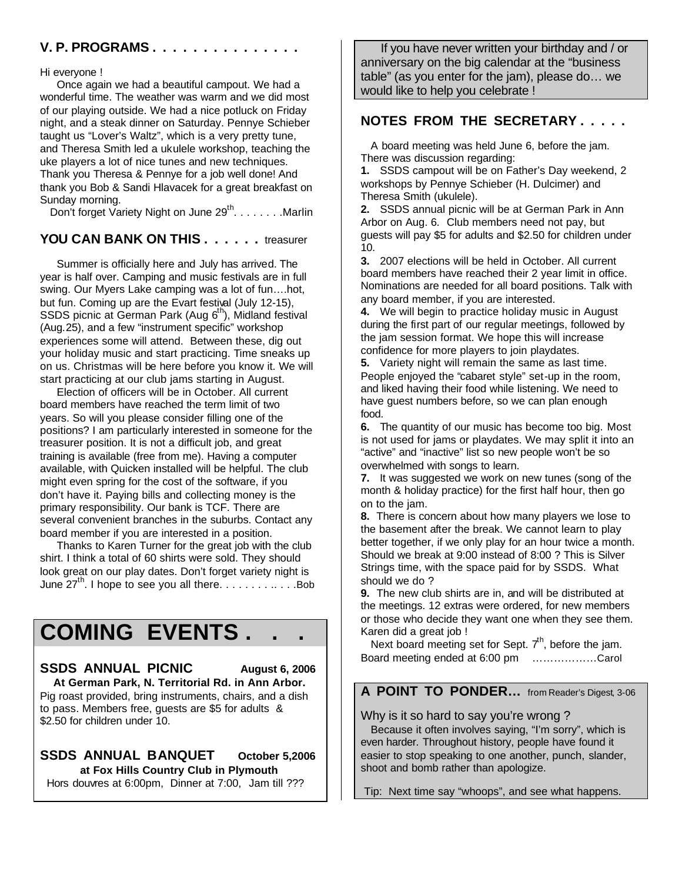## V. P. PROGRAMS . . . . . . . . . . . . . . .

Hi everyone !

Once again we had a beautiful campout. We had a wonderful time. The weather was warm and we did most of our playing outside. We had a nice potluck on Friday night, and a steak dinner on Saturday. Pennye Schieber taught us "Lover's Waltz", which is a very pretty tune, and Theresa Smith led a ukulele workshop, teaching the uke players a lot of nice tunes and new techniques. Thank you Theresa & Pennye for a job well done! And thank you Bob & Sandi Hlavacek for a great breakfast on Sunday morning.

Don't forget Variety Night on June 29th. . . . . . . .Marlin

## YOU CAN BANK ON THIS . . . . . . treasurer

Summer is officially here and July has arrived. The year is half over. Camping and music festivals are in full swing. Our Myers Lake camping was a lot of fun….hot, but fun. Coming up are the Evart festival (July 12-15), SSDS picnic at German Park (Aug 6th), Midland festival (Aug.25), and a few "instrument specific" workshop experiences some will attend. Between these, dig out your holiday music and start practicing. Time sneaks up on us. Christmas will be here before you know it. We will start practicing at our club jams starting in August.

Election of officers will be in October. All current board members have reached the term limit of two years. So will you please consider filling one of the positions? I am particularly interested in someone for the treasurer position. It is not a difficult job, and great training is available (free from me). Having a computer available, with Quicken installed will be helpful. The club might even spring for the cost of the software, if you don't have it. Paying bills and collecting money is the primary responsibility. Our bank is TCF. There are several convenient branches in the suburbs. Contact any board member if you are interested in a position.

Thanks to Karen Turner for the great job with the club shirt. I think a total of 60 shirts were sold. They should look great on our play dates. Don't forget variety night is June 27th. I hope to see you all there. . . . . . . . .. . . .Bob

# COMING EVENTS . . .

**SSDS ANNUAL PICNIC** — **August 6, 2006**

**At German Park, N. Territorial Rd. in Ann Arbor.**

Pig roast provided, bring instruments, chairs, and a dish to pass. Members free, guests are $5 for adults & $2.50 for children under 10.

**SSDS ANNUAL BANQUET** — **October 5,2006**

**at Fox Hills Country Club in Plymouth**

Hors douvres at 6:00pm, Dinner at 7:00, Jam till ???

---

If you have never written your birthday and / or anniversary on the big calendar at the "business table" (as you enter for the jam), please do… we would like to help you celebrate !

## NOTES FROM THE SECRETARY . . . . .

A board meeting was held June 6, before the jam. There was discussion regarding:

**1.** SSDS campout will be on Father's Day weekend, 2 workshops by Pennye Schieber (H. Dulcimer) and Theresa Smith (ukulele).

**2.** SSDS annual picnic will be at German Park in Ann Arbor on Aug. 6. Club members need not pay, but guests will pay $5 for adults and $2.50 for children under 10.

**3.** 2007 elections will be held in October. All current board members have reached their 2 year limit in office. Nominations are needed for all board positions. Talk with any board member, if you are interested.

**4.** We will begin to practice holiday music in August during the first part of our regular meetings, followed by the jam session format. We hope this will increase confidence for more players to join playdates.

**5.** Variety night will remain the same as last time. People enjoyed the "cabaret style" set-up in the room, and liked having their food while listening. We need to have guest numbers before, so we can plan enough food.

**6.** The quantity of our music has become too big. Most is not used for jams or playdates. We may split it into an "active" and "inactive" list so new people won't be so overwhelmed with songs to learn.

**7.** It was suggested we work on new tunes (song of the month & holiday practice) for the first half hour, then go on to the jam.

**8.** There is concern about how many players we lose to the basement after the break. We cannot learn to play better together, if we only play for an hour twice a month. Should we break at 9:00 instead of 8:00 ? This is Silver Strings time, with the space paid for by SSDS. What should we do ?

**9.** The new club shirts are in, and will be distributed at the meetings. 12 extras were ordered, for new members or those who decide they want one when they see them. Karen did a great job !

Next board meeting set for Sept. 7th, before the jam. Board meeting ended at 6:00 pm ………………Carol

## A POINT TO PONDER… from Reader's Digest, 3-06

Why is it so hard to say you're wrong ?

Because it often involves saying, "I'm sorry", which is even harder. Throughout history, people have found it easier to stop speaking to one another, punch, slander, shoot and bomb rather than apologize.

Tip: Next time say "whoops", and see what happens.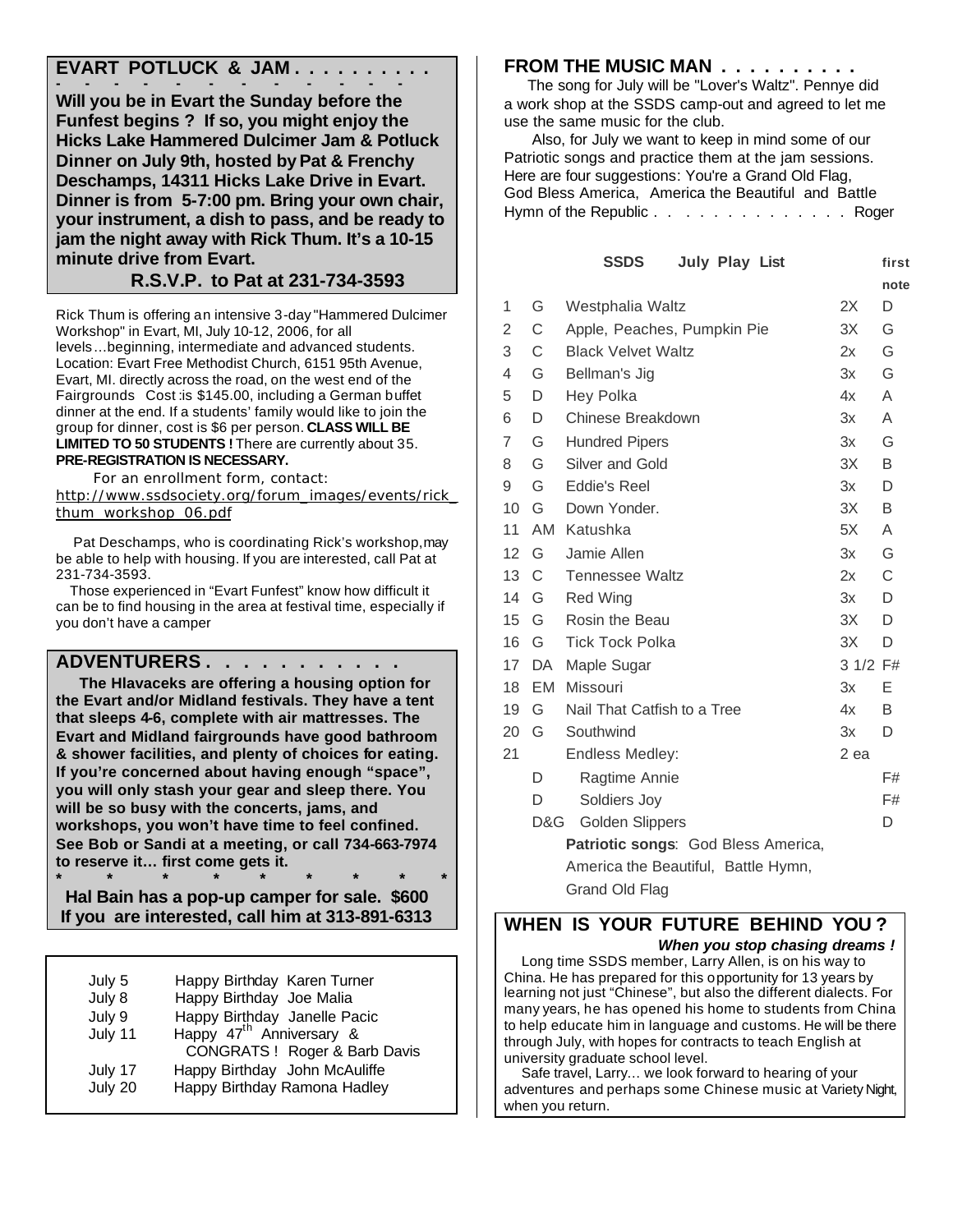## EVART POTLUCK & JAM . . . . . . . . . .

**Will you be in Evart the Sunday before the Funfest begins ? If so, you might enjoy the Hicks Lake Hammered Dulcimer Jam & Potluck Dinner on July 9th, hosted by Pat & Frenchy Deschamps, 14311 Hicks Lake Drive in Evart. Dinner is from 5-7:00 pm. Bring your own chair, your instrument, a dish to pass, and be ready to jam the night away with Rick Thum. It's a 10-15 minute drive from Evart.**

**R.S.V.P. to Pat at 231-734-3593**

Rick Thum is offering an intensive 3-day "Hammered Dulcimer Workshop" in Evart, MI, July 10-12, 2006, for all levels…beginning, intermediate and advanced students. Location: Evart Free Methodist Church, 6151 95th Avenue, Evart, MI. directly across the road, on the west end of the Fairgrounds Cost :is $145.00, including a German buffet dinner at the end. If a students' family would like to join the group for dinner, cost is $6 per person. **CLASS WILL BE LIMITED TO 50 STUDENTS !** There are currently about 35. **PRE-REGISTRATION IS NECESSARY.**

For an enrollment form, contact:
http://www.ssdsociety.org/forum_images/events/rick_thum_workshop_06.pdf

Pat Deschamps, who is coordinating Rick's workshop, may be able to help with housing. If you are interested, call Pat at 231-734-3593.

Those experienced in "Evart Funfest" know how difficult it can be to find housing in the area at festival time, especially if you don't have a camper

## ADVENTURERS . . . . . . . . . . .

**The Hlavaceks are offering a housing option for the Evart and/or Midland festivals. They have a tent that sleeps 4-6, complete with air mattresses. The Evart and Midland fairgrounds have good bathroom & shower facilities, and plenty of choices for eating. If you're concerned about having enough "space", you will only stash your gear and sleep there. You will be so busy with the concerts, jams, and workshops, you won't have time to feel confined. See Bob or Sandi at a meeting, or call 734-663-7974 to reserve it… first come gets it.**

\* \* \* \* \* \* \* \* \*

**Hal Bain has a pop-up camper for sale. $600**
**If you are interested, call him at 313-891-6313**

| | |
|---|---|
| July 5 | Happy Birthday Karen Turner |
| July 8 | Happy Birthday Joe Malia |
| July 9 | Happy Birthday Janelle Pacic |
| July 11 | Happy 47th Anniversary & CONGRATS ! Roger & Barb Davis |
| July 17 | Happy Birthday John McAuliffe |
| July 20 | Happy Birthday Ramona Hadley |

## FROM THE MUSIC MAN . . . . . . . . . .

The song for July will be "Lover's Waltz". Pennye did a work shop at the SSDS camp-out and agreed to let me use the same music for the club.

Also, for July we want to keep in mind some of our Patriotic songs and practice them at the jam sessions. Here are four suggestions: You're a Grand Old Flag, God Bless America, America the Beautiful and Battle Hymn of the Republic . . . . . . . . . . . . . . Roger

**SSDS July Play List**

| | | | | first note |
|---|---|---|---|---|
| 1 | G | Westphalia Waltz | 2X | D |
| 2 | C | Apple, Peaches, Pumpkin Pie | 3X | G |
| 3 | C | Black Velvet Waltz | 2x | G |
| 4 | G | Bellman's Jig | 3x | G |
| 5 | D | Hey Polka | 4x | A |
| 6 | D | Chinese Breakdown | 3x | A |
| 7 | G | Hundred Pipers | 3x | G |
| 8 | G | Silver and Gold | 3X | B |
| 9 | G | Eddie's Reel | 3x | D |
| 10 | G | Down Yonder. | 3X | B |
| 11 | AM | Katushka | 5X | A |
| 12 | G | Jamie Allen | 3x | G |
| 13 | C | Tennessee Waltz | 2x | C |
| 14 | G | Red Wing | 3x | D |
| 15 | G | Rosin the Beau | 3X | D |
| 16 | G | Tick Tock Polka | 3X | D |
| 17 | DA | Maple Sugar | 3 1/2 | F# |
| 18 | EM | Missouri | 3x | E |
| 19 | G | Nail That Catfish to a Tree | 4x | B |
| 20 | G | Southwind | 3x | D |
| 21 | | Endless Medley: | 2 ea | |
| | D | Ragtime Annie | | F# |
| | D | Soldiers Joy | | F# |
| | D&G | Golden Slippers | | D |
| | | **Patriotic songs**: God Bless America, America the Beautiful, Battle Hymn, Grand Old Flag | | |

## WHEN IS YOUR FUTURE BEHIND YOU ?

***When you stop chasing dreams !***

Long time SSDS member, Larry Allen, is on his way to China. He has prepared for this opportunity for 13 years by learning not just "Chinese", but also the different dialects. For many years, he has opened his home to students from China to help educate him in language and customs. He will be there through July, with hopes for contracts to teach English at university graduate school level.

Safe travel, Larry… we look forward to hearing of your adventures and perhaps some Chinese music at Variety Night, when you return.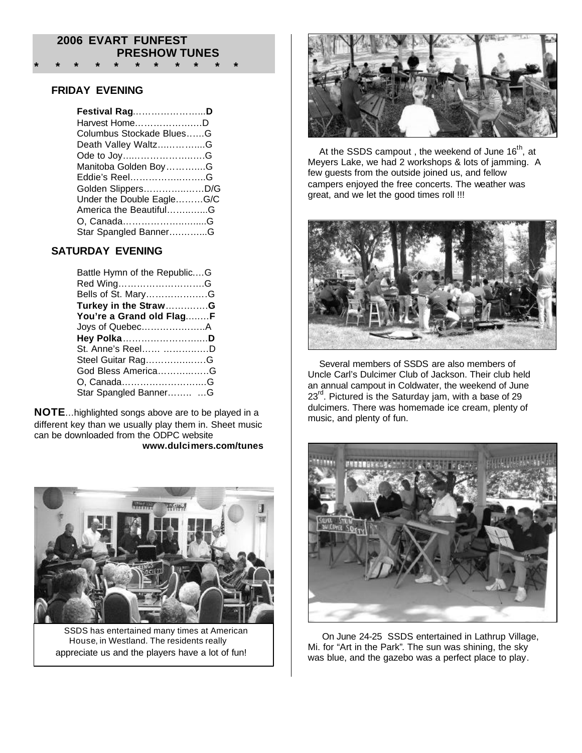## 2006 EVART FUNFEST PRESHOW TUNES

\* \* \* \* \* \* \* \* \* \* \*

### FRIDAY EVENING

**Festival Rag**……………………..**D**
Harvest Home…………………D
Columbus Stockade Blues……G
Death Valley Waltz………….....G
Ode to Joy…………………….G
Manitoba Golden Boy………….G
Eddie's Reel……………………G
Golden Slippers………………D/G
Under the Double Eagle………G/C
America the Beautiful………….G
O, Canada……………………...G
Star Spangled Banner………….G

### SATURDAY EVENING

Battle Hymn of the Republic….G
Red Wing……………………….G
Bells of St. Mary……………….G
**Turkey in the Straw**…………..**G**
**You're a Grand old Flag**……..**F**
Joys of Quebec………………..A
**Hey Polka**……………………..**D**
St. Anne's Reel…… ……………D
Steel Guitar Rag……………….G
God Bless America…………….G
O, Canada……………………...G
Star Spangled Banner……. …G

**NOTE**…highlighted songs above are to be played in a different key than we usually play them in. Sheet music can be downloaded from the ODPC website **www.dulcimers.com/tunes**

SSDS has entertained many times at American House, in Westland. The residents really appreciate us and the players have a lot of fun!

At the SSDS campout , the weekend of June 16th, at Meyers Lake, we had 2 workshops & lots of jamming. A few guests from the outside joined us, and fellow campers enjoyed the free concerts. The weather was great, and we let the good times roll !!!

Several members of SSDS are also members of Uncle Carl's Dulcimer Club of Jackson. Their club held an annual campout in Coldwater, the weekend of June 23rd. Pictured is the Saturday jam, with a base of 29 dulcimers. There was homemade ice cream, plenty of music, and plenty of fun.

On June 24-25 SSDS entertained in Lathrup Village, Mi. for "Art in the Park". The sun was shining, the sky was blue, and the gazebo was a perfect place to play.